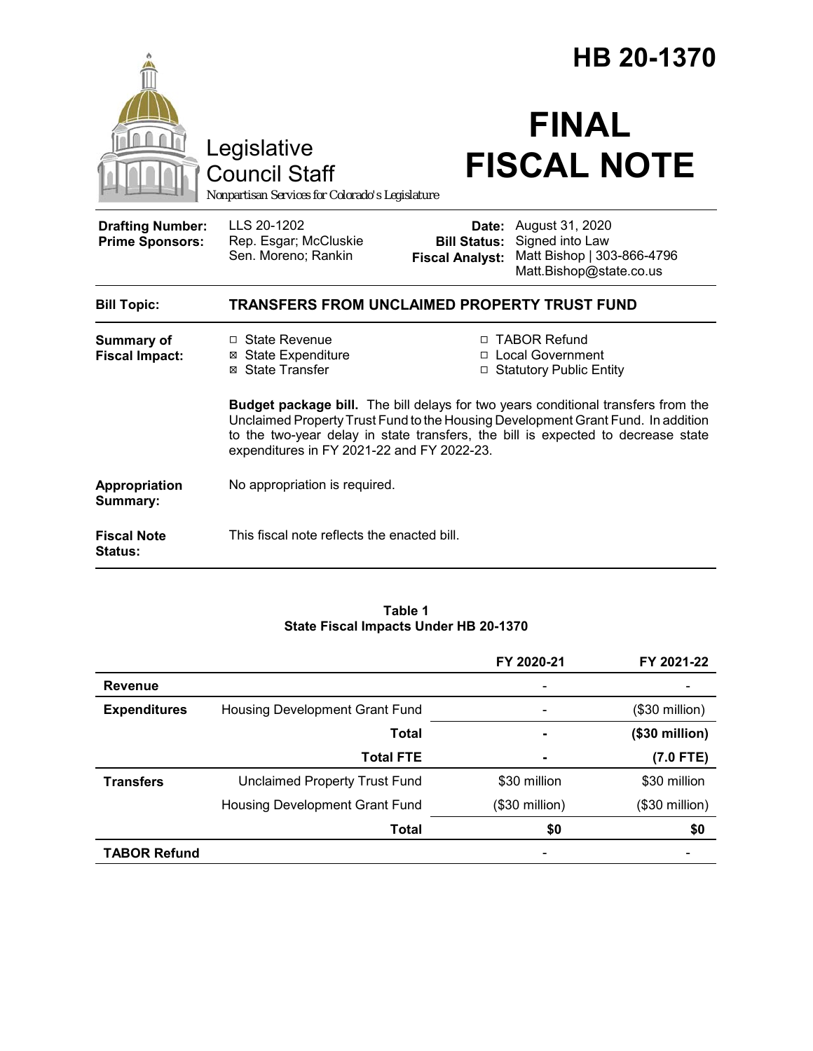# HB 20-1370

Legislative Council Staff

*Nonpartisan Services for Colorado's Legislature*

# FINAL FISCAL NOTE

| | | | |
|---|---|---|---|
| **Drafting Number:** | LLS 20-1202 | **Date:** | August 31, 2020 |
| **Prime Sponsors:** | Rep. Esgar; McCluskie<br>Sen. Moreno; Rankin | **Bill Status:** | Signed into Law |
| | | **Fiscal Analyst:** | Matt Bishop \| 303-866-4796<br>Matt.Bishop@state.co.us |

**Bill Topic:** **TRANSFERS FROM UNCLAIMED PROPERTY TRUST FUND**

**Summary of Fiscal Impact:**

- ☐ State Revenue
- ☒ State Expenditure
- ☒ State Transfer
- ☐ TABOR Refund
- ☐ Local Government
- ☐ Statutory Public Entity

**Budget package bill.** The bill delays for two years conditional transfers from the Unclaimed Property Trust Fund to the Housing Development Grant Fund. In addition to the two-year delay in state transfers, the bill is expected to decrease state expenditures in FY 2021-22 and FY 2022-23.

**Appropriation Summary:** No appropriation is required.

**Fiscal Note Status:** This fiscal note reflects the enacted bill.

**Table 1**
**State Fiscal Impacts Under HB 20-1370**

| | | FY 2020-21 | FY 2021-22 |
|---|---|---|---|
| **Revenue** | | - | - |
| **Expenditures** | Housing Development Grant Fund | - | ($30 million) |
| | **Total** | **-** | **($30 million)** |
| | **Total FTE** | **-** | **(7.0 FTE)** |
| **Transfers** | Unclaimed Property Trust Fund | $30 million | $30 million |
| | Housing Development Grant Fund | ($30 million) | ($30 million) |
| | **Total** | **$0** | **$0** |
| **TABOR Refund** | | - | - |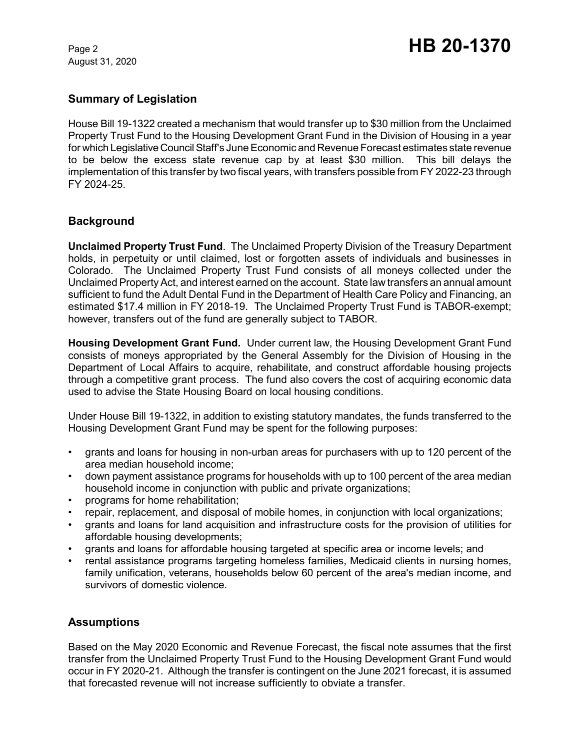## Summary of Legislation

House Bill 19-1322 created a mechanism that would transfer up to $30 million from the Unclaimed Property Trust Fund to the Housing Development Grant Fund in the Division of Housing in a year for which Legislative Council Staff's June Economic and Revenue Forecast estimates state revenue to be below the excess state revenue cap by at least $30 million. This bill delays the implementation of this transfer by two fiscal years, with transfers possible from FY 2022-23 through FY 2024-25.

## Background

**Unclaimed Property Trust Fund**. The Unclaimed Property Division of the Treasury Department holds, in perpetuity or until claimed, lost or forgotten assets of individuals and businesses in Colorado. The Unclaimed Property Trust Fund consists of all moneys collected under the Unclaimed Property Act, and interest earned on the account. State law transfers an annual amount sufficient to fund the Adult Dental Fund in the Department of Health Care Policy and Financing, an estimated $17.4 million in FY 2018-19. The Unclaimed Property Trust Fund is TABOR-exempt; however, transfers out of the fund are generally subject to TABOR.

**Housing Development Grant Fund.** Under current law, the Housing Development Grant Fund consists of moneys appropriated by the General Assembly for the Division of Housing in the Department of Local Affairs to acquire, rehabilitate, and construct affordable housing projects through a competitive grant process. The fund also covers the cost of acquiring economic data used to advise the State Housing Board on local housing conditions.

Under House Bill 19-1322, in addition to existing statutory mandates, the funds transferred to the Housing Development Grant Fund may be spent for the following purposes:

- grants and loans for housing in non-urban areas for purchasers with up to 120 percent of the area median household income;
- down payment assistance programs for households with up to 100 percent of the area median household income in conjunction with public and private organizations;
- programs for home rehabilitation;
- repair, replacement, and disposal of mobile homes, in conjunction with local organizations;
- grants and loans for land acquisition and infrastructure costs for the provision of utilities for affordable housing developments;
- grants and loans for affordable housing targeted at specific area or income levels; and
- rental assistance programs targeting homeless families, Medicaid clients in nursing homes, family unification, veterans, households below 60 percent of the area's median income, and survivors of domestic violence.

## Assumptions

Based on the May 2020 Economic and Revenue Forecast, the fiscal note assumes that the first transfer from the Unclaimed Property Trust Fund to the Housing Development Grant Fund would occur in FY 2020-21. Although the transfer is contingent on the June 2021 forecast, it is assumed that forecasted revenue will not increase sufficiently to obviate a transfer.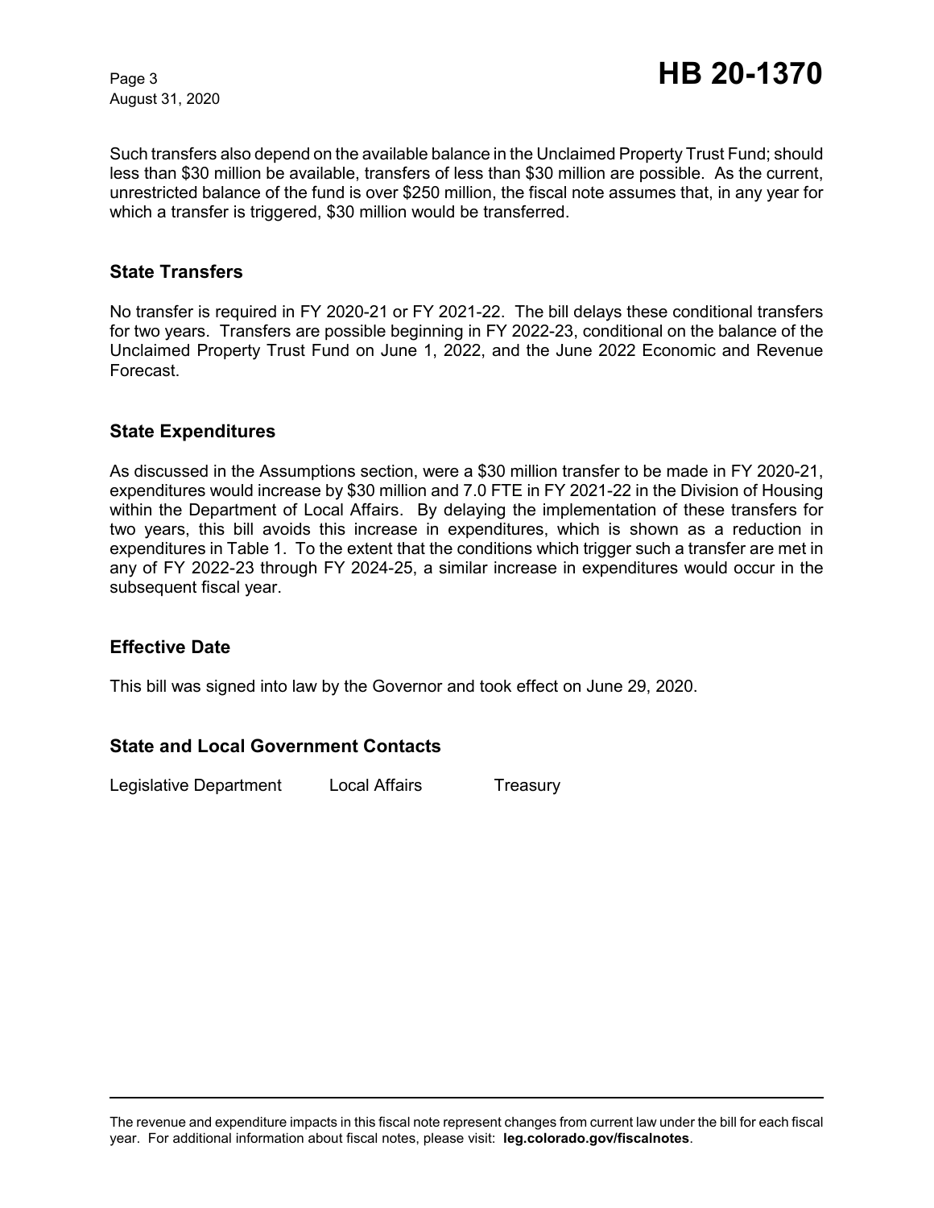Such transfers also depend on the available balance in the Unclaimed Property Trust Fund; should less than $30 million be available, transfers of less than $30 million are possible. As the current, unrestricted balance of the fund is over $250 million, the fiscal note assumes that, in any year for which a transfer is triggered, $30 million would be transferred.

## State Transfers

No transfer is required in FY 2020-21 or FY 2021-22. The bill delays these conditional transfers for two years. Transfers are possible beginning in FY 2022-23, conditional on the balance of the Unclaimed Property Trust Fund on June 1, 2022, and the June 2022 Economic and Revenue Forecast.

## State Expenditures

As discussed in the Assumptions section, were a $30 million transfer to be made in FY 2020-21, expenditures would increase by $30 million and 7.0 FTE in FY 2021-22 in the Division of Housing within the Department of Local Affairs. By delaying the implementation of these transfers for two years, this bill avoids this increase in expenditures, which is shown as a reduction in expenditures in Table 1. To the extent that the conditions which trigger such a transfer are met in any of FY 2022-23 through FY 2024-25, a similar increase in expenditures would occur in the subsequent fiscal year.

## Effective Date

This bill was signed into law by the Governor and took effect on June 29, 2020.

## State and Local Government Contacts

Legislative Department    Local Affairs    Treasury

The revenue and expenditure impacts in this fiscal note represent changes from current law under the bill for each fiscal year. For additional information about fiscal notes, please visit: **leg.colorado.gov/fiscalnotes**.